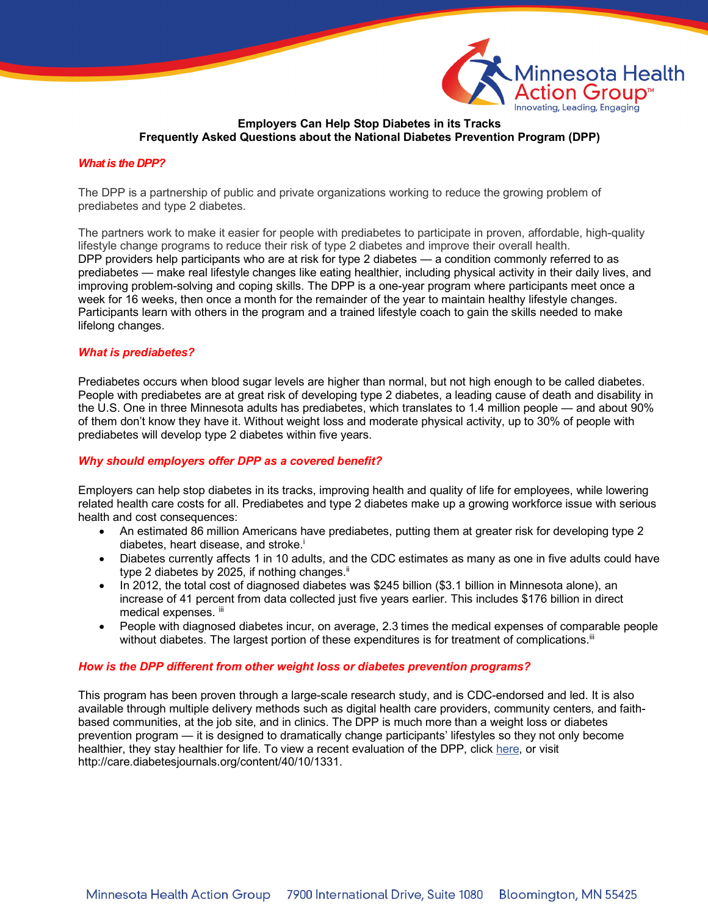**Employers Can Help Stop Diabetes in its Tracks**
**Frequently Asked Questions about the National Diabetes Prevention Program (DPP)**

## *What is the DPP?*

The DPP is a partnership of public and private organizations working to reduce the growing problem of prediabetes and type 2 diabetes.

The partners work to make it easier for people with prediabetes to participate in proven, affordable, high-quality lifestyle change programs to reduce their risk of type 2 diabetes and improve their overall health. DPP providers help participants who are at risk for type 2 diabetes — a condition commonly referred to as prediabetes — make real lifestyle changes like eating healthier, including physical activity in their daily lives, and improving problem-solving and coping skills. The DPP is a one-year program where participants meet once a week for 16 weeks, then once a month for the remainder of the year to maintain healthy lifestyle changes. Participants learn with others in the program and a trained lifestyle coach to gain the skills needed to make lifelong changes.

## *What is prediabetes?*

Prediabetes occurs when blood sugar levels are higher than normal, but not high enough to be called diabetes. People with prediabetes are at great risk of developing type 2 diabetes, a leading cause of death and disability in the U.S. One in three Minnesota adults has prediabetes, which translates to 1.4 million people — and about 90% of them don't know they have it. Without weight loss and moderate physical activity, up to 30% of people with prediabetes will develop type 2 diabetes within five years.

## *Why should employers offer DPP as a covered benefit?*

Employers can help stop diabetes in its tracks, improving health and quality of life for employees, while lowering related health care costs for all. Prediabetes and type 2 diabetes make up a growing workforce issue with serious health and cost consequences:

- An estimated 86 million Americans have prediabetes, putting them at greater risk for developing type 2 diabetes, heart disease, and stroke.[i]
- Diabetes currently affects 1 in 10 adults, and the CDC estimates as many as one in five adults could have type 2 diabetes by 2025, if nothing changes.[ii]
- In 2012, the total cost of diagnosed diabetes was $245 billion ($3.1 billion in Minnesota alone), an increase of 41 percent from data collected just five years earlier. This includes $176 billion in direct medical expenses. [iii]
- People with diagnosed diabetes incur, on average, 2.3 times the medical expenses of comparable people without diabetes. The largest portion of these expenditures is for treatment of complications.[iii]

## *How is the DPP different from other weight loss or diabetes prevention programs?*

This program has been proven through a large-scale research study, and is CDC-endorsed and led. It is also available through multiple delivery methods such as digital health care providers, community centers, and faith-based communities, at the job site, and in clinics. The DPP is much more than a weight loss or diabetes prevention program — it is designed to dramatically change participants' lifestyles so they not only become healthier, they stay healthier for life. To view a recent evaluation of the DPP, click here, or visit http://care.diabetesjournals.org/content/40/10/1331.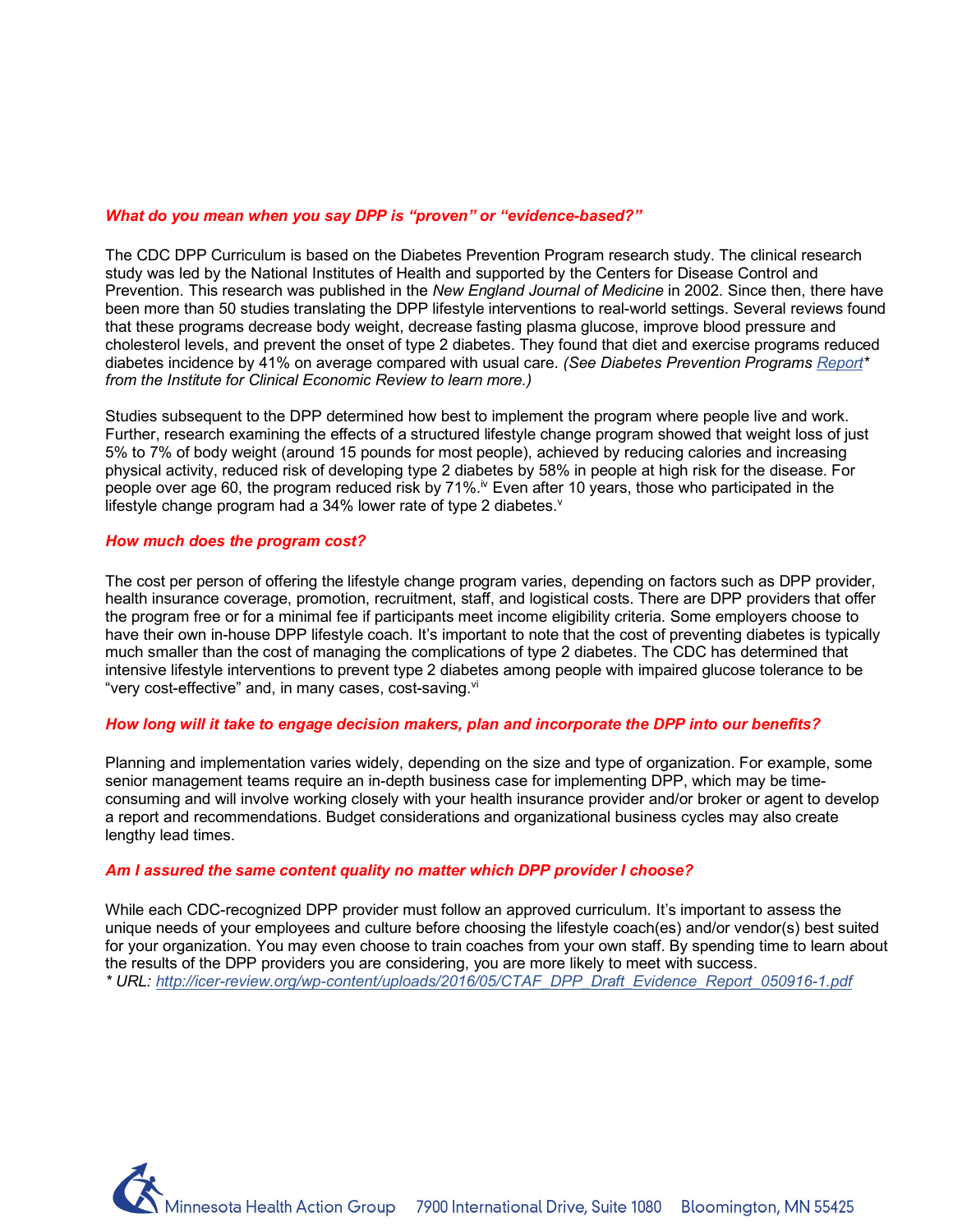***What do you mean when you say DPP is "proven" or "evidence-based?"***

The CDC DPP Curriculum is based on the Diabetes Prevention Program research study. The clinical research study was led by the National Institutes of Health and supported by the Centers for Disease Control and Prevention. This research was published in the *New England Journal of Medicine* in 2002. Since then, there have been more than 50 studies translating the DPP lifestyle interventions to real-world settings. Several reviews found that these programs decrease body weight, decrease fasting plasma glucose, improve blood pressure and cholesterol levels, and prevent the onset of type 2 diabetes. They found that diet and exercise programs reduced diabetes incidence by 41% on average compared with usual care. *(See Diabetes Prevention Programs Report* from the Institute for Clinical Economic Review to learn more.)*

Studies subsequent to the DPP determined how best to implement the program where people live and work. Further, research examining the effects of a structured lifestyle change program showed that weight loss of just 5% to 7% of body weight (around 15 pounds for most people), achieved by reducing calories and increasing physical activity, reduced risk of developing type 2 diabetes by 58% in people at high risk for the disease. For people over age 60, the program reduced risk by 71%.[iv] Even after 10 years, those who participated in the lifestyle change program had a 34% lower rate of type 2 diabetes.[v]

***How much does the program cost?***

The cost per person of offering the lifestyle change program varies, depending on factors such as DPP provider, health insurance coverage, promotion, recruitment, staff, and logistical costs. There are DPP providers that offer the program free or for a minimal fee if participants meet income eligibility criteria. Some employers choose to have their own in-house DPP lifestyle coach. It's important to note that the cost of preventing diabetes is typically much smaller than the cost of managing the complications of type 2 diabetes. The CDC has determined that intensive lifestyle interventions to prevent type 2 diabetes among people with impaired glucose tolerance to be "very cost-effective" and, in many cases, cost-saving.[vi]

***How long will it take to engage decision makers, plan and incorporate the DPP into our benefits?***

Planning and implementation varies widely, depending on the size and type of organization. For example, some senior management teams require an in-depth business case for implementing DPP, which may be time-consuming and will involve working closely with your health insurance provider and/or broker or agent to develop a report and recommendations. Budget considerations and organizational business cycles may also create lengthy lead times.

***Am I assured the same content quality no matter which DPP provider I choose?***

While each CDC-recognized DPP provider must follow an approved curriculum. It's important to assess the unique needs of your employees and culture before choosing the lifestyle coach(es) and/or vendor(s) best suited for your organization. You may even choose to train coaches from your own staff. By spending time to learn about the results of the DPP providers you are considering, you are more likely to meet with success.

*\* URL: http://icer-review.org/wp-content/uploads/2016/05/CTAF_DPP_Draft_Evidence_Report_050916-1.pdf*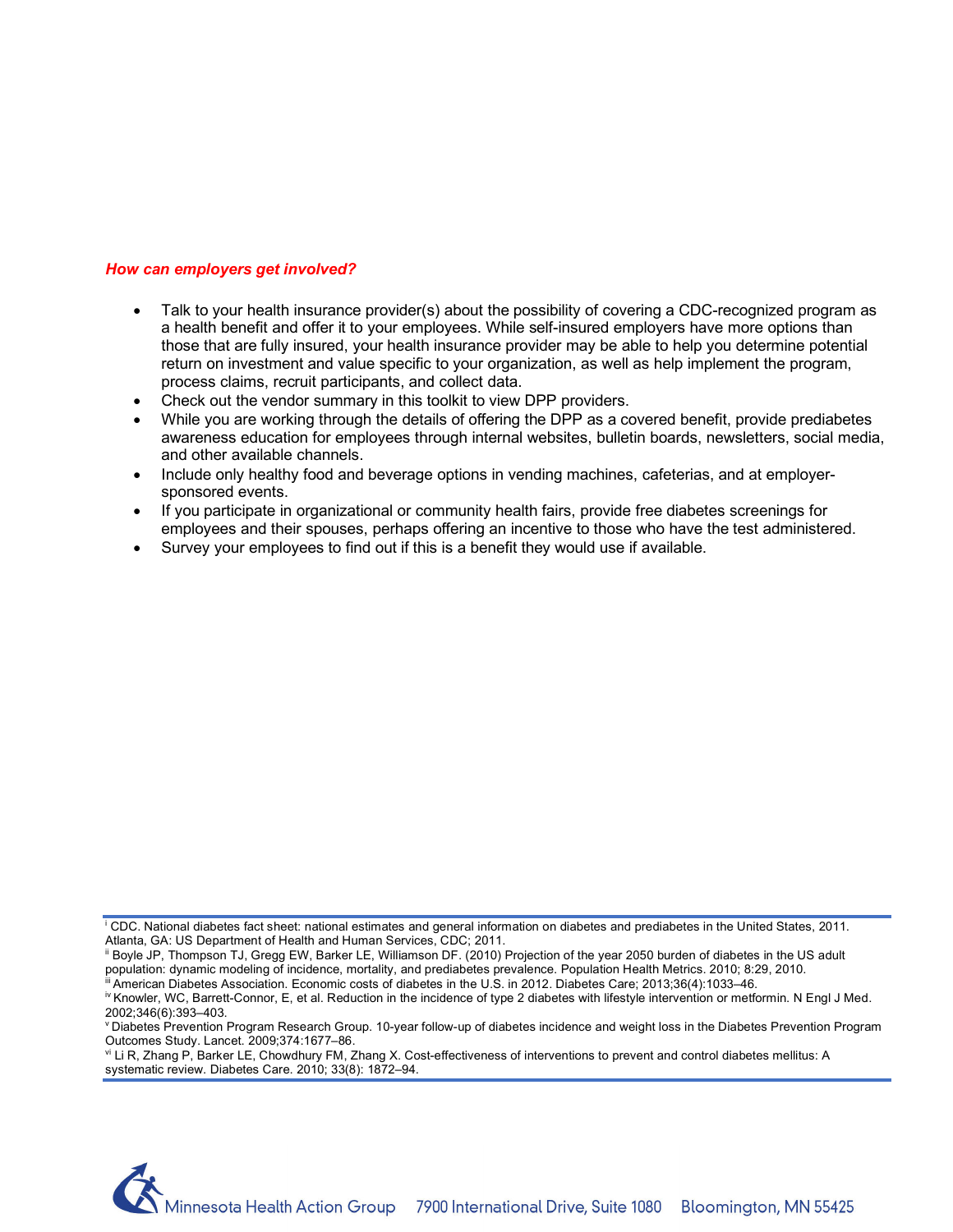***How can employers get involved?***

- Talk to your health insurance provider(s) about the possibility of covering a CDC-recognized program as a health benefit and offer it to your employees. While self-insured employers have more options than those that are fully insured, your health insurance provider may be able to help you determine potential return on investment and value specific to your organization, as well as help implement the program, process claims, recruit participants, and collect data.
- Check out the vendor summary in this toolkit to view DPP providers.
- While you are working through the details of offering the DPP as a covered benefit, provide prediabetes awareness education for employees through internal websites, bulletin boards, newsletters, social media, and other available channels.
- Include only healthy food and beverage options in vending machines, cafeterias, and at employer-sponsored events.
- If you participate in organizational or community health fairs, provide free diabetes screenings for employees and their spouses, perhaps offering an incentive to those who have the test administered.
- Survey your employees to find out if this is a benefit they would use if available.

---

[i] CDC. National diabetes fact sheet: national estimates and general information on diabetes and prediabetes in the United States, 2011. Atlanta, GA: US Department of Health and Human Services, CDC; 2011.

[ii] Boyle JP, Thompson TJ, Gregg EW, Barker LE, Williamson DF. (2010) Projection of the year 2050 burden of diabetes in the US adult population: dynamic modeling of incidence, mortality, and prediabetes prevalence. Population Health Metrics. 2010; 8:29, 2010.

[iii] American Diabetes Association. Economic costs of diabetes in the U.S. in 2012. Diabetes Care; 2013;36(4):1033–46.

[iv] Knowler, WC, Barrett-Connor, E, et al. Reduction in the incidence of type 2 diabetes with lifestyle intervention or metformin. N Engl J Med. 2002;346(6):393–403.

[v] Diabetes Prevention Program Research Group. 10-year follow-up of diabetes incidence and weight loss in the Diabetes Prevention Program Outcomes Study. Lancet. 2009;374:1677–86.

[vi] Li R, Zhang P, Barker LE, Chowdhury FM, Zhang X. Cost-effectiveness of interventions to prevent and control diabetes mellitus: A systematic review. Diabetes Care. 2010; 33(8): 1872–94.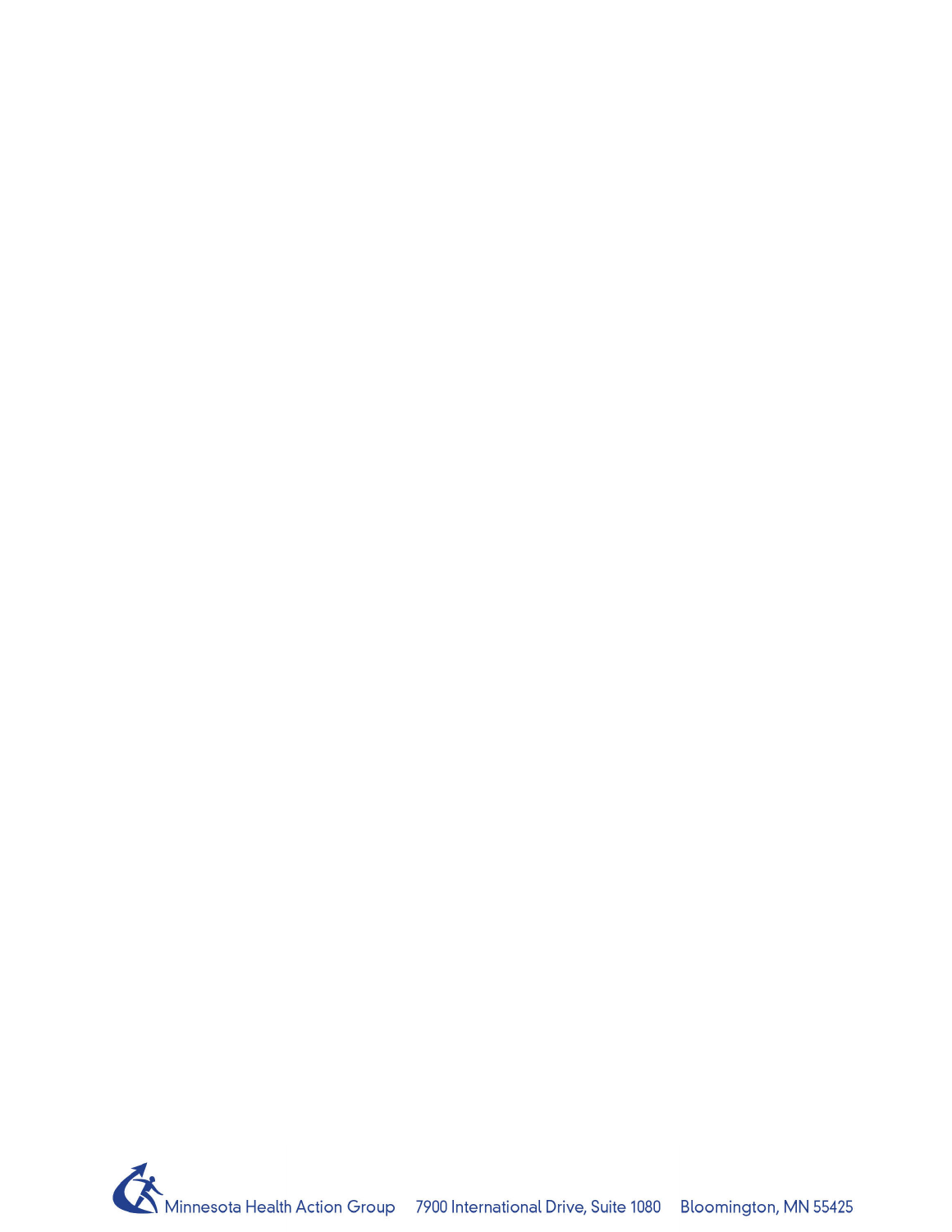Minnesota Health Action Group 7900 International Drive, Suite 1080 Bloomington, MN 55425